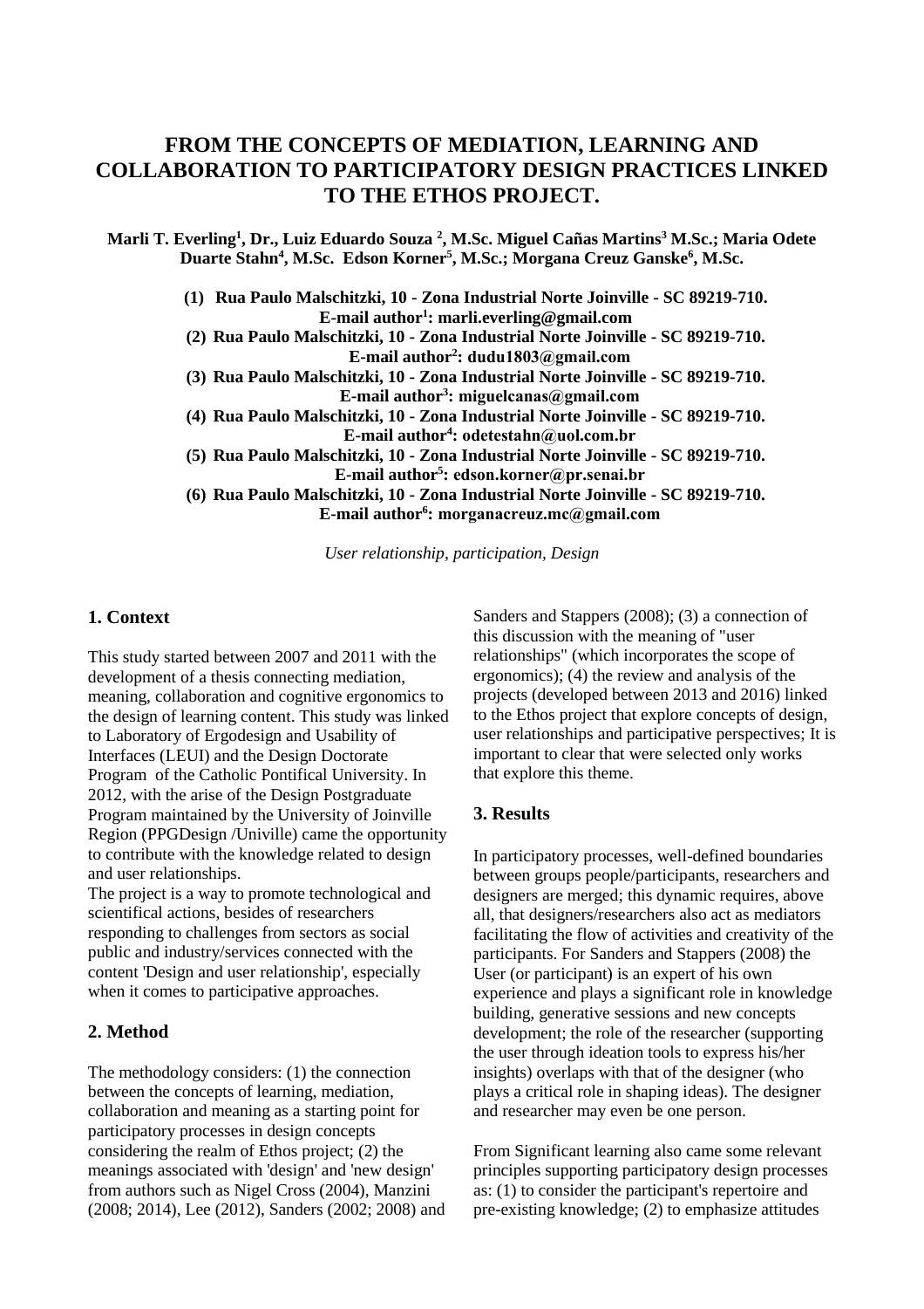# FROM THE CONCEPTS OF MEDIATION, LEARNING AND COLLABORATION TO PARTICIPATORY DESIGN PRACTICES LINKED TO THE ETHOS PROJECT.

**Marli T. Everling[1], Dr., Luiz Eduardo Souza [2], M.Sc. Miguel Cañas Martins[3] M.Sc.; Maria Odete Duarte Stahn[4], M.Sc. Edson Korner[5], M.Sc.; Morgana Creuz Ganske[6], M.Sc.**

**(1) Rua Paulo Malschitzki, 10 - Zona Industrial Norte Joinville - SC 89219-710. E-mail author[1]: marli.everling@gmail.com**
**(2) Rua Paulo Malschitzki, 10 - Zona Industrial Norte Joinville - SC 89219-710. E-mail author[2]: dudu1803@gmail.com**
**(3) Rua Paulo Malschitzki, 10 - Zona Industrial Norte Joinville - SC 89219-710. E-mail author[3]: miguelcanas@gmail.com**
**(4) Rua Paulo Malschitzki, 10 - Zona Industrial Norte Joinville - SC 89219-710. E-mail author[4]: odetestahn@uol.com.br**
**(5) Rua Paulo Malschitzki, 10 - Zona Industrial Norte Joinville - SC 89219-710. E-mail author[5]: edson.korner@pr.senai.br**
**(6) Rua Paulo Malschitzki, 10 - Zona Industrial Norte Joinville - SC 89219-710. E-mail author[6]: morganacreuz.mc@gmail.com**

*User relationship, participation, Design*

## 1. Context

This study started between 2007 and 2011 with the development of a thesis connecting mediation, meaning, collaboration and cognitive ergonomics to the design of learning content. This study was linked to Laboratory of Ergodesign and Usability of Interfaces (LEUI) and the Design Doctorate Program of the Catholic Pontifical University. In 2012, with the arise of the Design Postgraduate Program maintained by the University of Joinville Region (PPGDesign /Univille) came the opportunity to contribute with the knowledge related to design and user relationships.

The project is a way to promote technological and scientifical actions, besides of researchers responding to challenges from sectors as social public and industry/services connected with the content 'Design and user relationship', especially when it comes to participative approaches.

## 2. Method

The methodology considers: (1) the connection between the concepts of learning, mediation, collaboration and meaning as a starting point for participatory processes in design concepts considering the realm of Ethos project; (2) the meanings associated with 'design' and 'new design' from authors such as Nigel Cross (2004), Manzini (2008; 2014), Lee (2012), Sanders (2002; 2008) and Sanders and Stappers (2008); (3) a connection of this discussion with the meaning of "user relationships" (which incorporates the scope of ergonomics); (4) the review and analysis of the projects (developed between 2013 and 2016) linked to the Ethos project that explore concepts of design, user relationships and participative perspectives; It is important to clear that were selected only works that explore this theme.

## 3. Results

In participatory processes, well-defined boundaries between groups people/participants, researchers and designers are merged; this dynamic requires, above all, that designers/researchers also act as mediators facilitating the flow of activities and creativity of the participants. For Sanders and Stappers (2008) the User (or participant) is an expert of his own experience and plays a significant role in knowledge building, generative sessions and new concepts development; the role of the researcher (supporting the user through ideation tools to express his/her insights) overlaps with that of the designer (who plays a critical role in shaping ideas). The designer and researcher may even be one person.

From Significant learning also came some relevant principles supporting participatory design processes as: (1) to consider the participant's repertoire and pre-existing knowledge; (2) to emphasize attitudes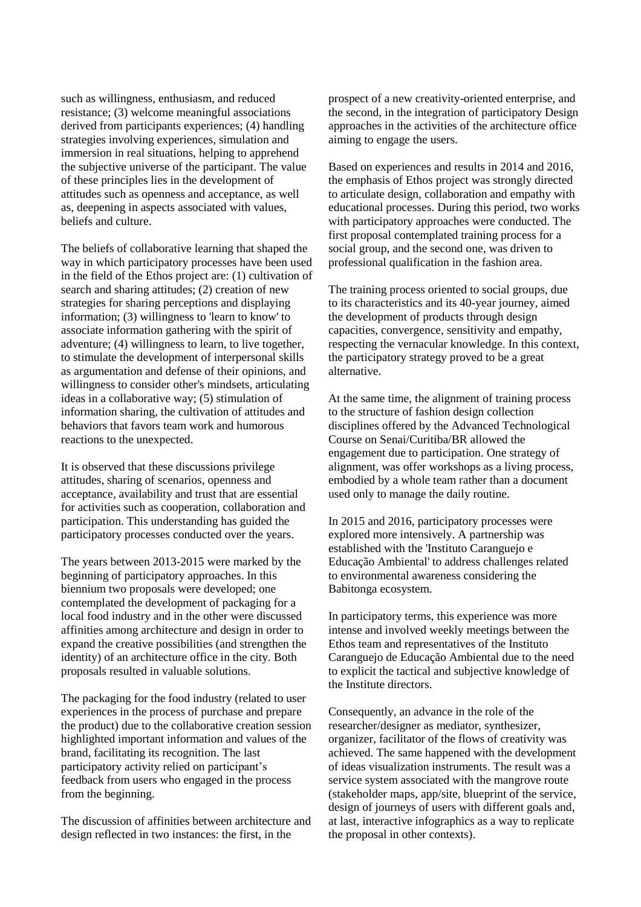such as willingness, enthusiasm, and reduced resistance; (3) welcome meaningful associations derived from participants experiences; (4) handling strategies involving experiences, simulation and immersion in real situations, helping to apprehend the subjective universe of the participant. The value of these principles lies in the development of attitudes such as openness and acceptance, as well as, deepening in aspects associated with values, beliefs and culture.

The beliefs of collaborative learning that shaped the way in which participatory processes have been used in the field of the Ethos project are: (1) cultivation of search and sharing attitudes; (2) creation of new strategies for sharing perceptions and displaying information; (3) willingness to 'learn to know' to associate information gathering with the spirit of adventure; (4) willingness to learn, to live together, to stimulate the development of interpersonal skills as argumentation and defense of their opinions, and willingness to consider other's mindsets, articulating ideas in a collaborative way; (5) stimulation of information sharing, the cultivation of attitudes and behaviors that favors team work and humorous reactions to the unexpected.

It is observed that these discussions privilege attitudes, sharing of scenarios, openness and acceptance, availability and trust that are essential for activities such as cooperation, collaboration and participation. This understanding has guided the participatory processes conducted over the years.

The years between 2013-2015 were marked by the beginning of participatory approaches. In this biennium two proposals were developed; one contemplated the development of packaging for a local food industry and in the other were discussed affinities among architecture and design in order to expand the creative possibilities (and strengthen the identity) of an architecture office in the city. Both proposals resulted in valuable solutions.

The packaging for the food industry (related to user experiences in the process of purchase and prepare the product) due to the collaborative creation session highlighted important information and values of the brand, facilitating its recognition. The last participatory activity relied on participant's feedback from users who engaged in the process from the beginning.

The discussion of affinities between architecture and design reflected in two instances: the first, in the prospect of a new creativity-oriented enterprise, and the second, in the integration of participatory Design approaches in the activities of the architecture office aiming to engage the users.

Based on experiences and results in 2014 and 2016, the emphasis of Ethos project was strongly directed to articulate design, collaboration and empathy with educational processes. During this period, two works with participatory approaches were conducted. The first proposal contemplated training process for a social group, and the second one, was driven to professional qualification in the fashion area.

The training process oriented to social groups, due to its characteristics and its 40-year journey, aimed the development of products through design capacities, convergence, sensitivity and empathy, respecting the vernacular knowledge. In this context, the participatory strategy proved to be a great alternative.

At the same time, the alignment of training process to the structure of fashion design collection disciplines offered by the Advanced Technological Course on Senai/Curitiba/BR allowed the engagement due to participation. One strategy of alignment, was offer workshops as a living process, embodied by a whole team rather than a document used only to manage the daily routine.

In 2015 and 2016, participatory processes were explored more intensively. A partnership was established with the 'Instituto Caranguejo e Educação Ambiental' to address challenges related to environmental awareness considering the Babitonga ecosystem.

In participatory terms, this experience was more intense and involved weekly meetings between the Ethos team and representatives of the Instituto Caranguejo de Educação Ambiental due to the need to explicit the tactical and subjective knowledge of the Institute directors.

Consequently, an advance in the role of the researcher/designer as mediator, synthesizer, organizer, facilitator of the flows of creativity was achieved. The same happened with the development of ideas visualization instruments. The result was a service system associated with the mangrove route (stakeholder maps, app/site, blueprint of the service, design of journeys of users with different goals and, at last, interactive infographics as a way to replicate the proposal in other contexts).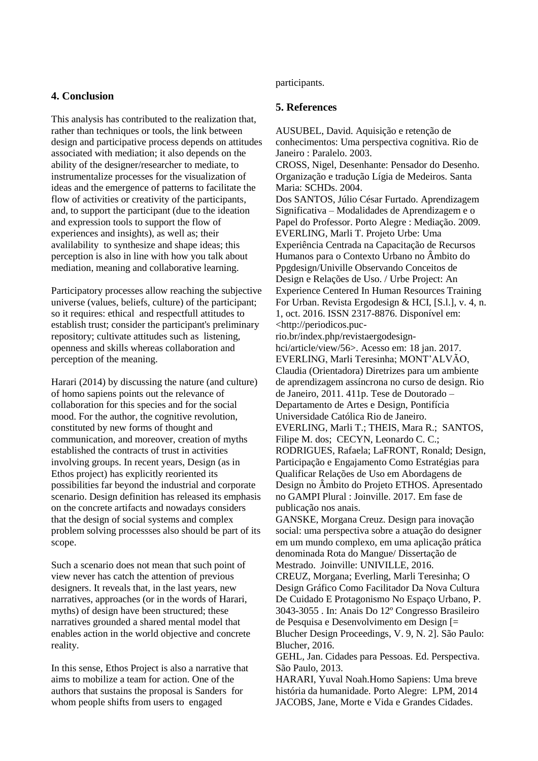## 4. Conclusion

This analysis has contributed to the realization that, rather than techniques or tools, the link between design and participative process depends on attitudes associated with mediation; it also depends on the ability of the designer/researcher to mediate, to instrumentalize processes for the visualization of ideas and the emergence of patterns to facilitate the flow of activities or creativity of the participants, and, to support the participant (due to the ideation and expression tools to support the flow of experiences and insights), as well as; their avalilability to synthesize and shape ideas; this perception is also in line with how you talk about mediation, meaning and collaborative learning.

Participatory processes allow reaching the subjective universe (values, beliefs, culture) of the participant; so it requires: ethical and respectfull attitudes to establish trust; consider the participant's preliminary repository; cultivate attitudes such as listening, openness and skills whereas collaboration and perception of the meaning.

Harari (2014) by discussing the nature (and culture) of homo sapiens points out the relevance of collaboration for this species and for the social mood. For the author, the cognitive revolution, constituted by new forms of thought and communication, and moreover, creation of myths established the contracts of trust in activities involving groups. In recent years, Design (as in Ethos project) has explicitly reoriented its possibilities far beyond the industrial and corporate scenario. Design definition has released its emphasis on the concrete artifacts and nowadays considers that the design of social systems and complex problem solving processses also should be part of its scope.

Such a scenario does not mean that such point of view never has catch the attention of previous designers. It reveals that, in the last years, new narratives, approaches (or in the words of Harari, myths) of design have been structured; these narratives grounded a shared mental model that enables action in the world objective and concrete reality.

In this sense, Ethos Project is also a narrative that aims to mobilize a team for action. One of the authors that sustains the proposal is Sanders for whom people shifts from users to engaged participants.

## 5. References

AUSUBEL, David. Aquisição e retenção de conhecimentos: Uma perspectiva cognitiva. Rio de Janeiro : Paralelo. 2003.

CROSS, Nigel, Desenhante: Pensador do Desenho. Organização e tradução Lígia de Medeiros. Santa Maria: SCHDs. 2004.

Dos SANTOS, Júlio César Furtado. Aprendizagem Significativa – Modalidades de Aprendizagem e o Papel do Professor. Porto Alegre : Mediação. 2009.

EVERLING, Marli T. Projeto Urbe: Uma Experiência Centrada na Capacitação de Recursos Humanos para o Contexto Urbano no Âmbito do Ppgdesign/Univille Observando Conceitos de Design e Relações de Uso. / Urbe Project: An Experience Centered In Human Resources Training For Urban. Revista Ergodesign & HCI, [S.l.], v. 4, n. 1, oct. 2016. ISSN 2317-8876. Disponível em: <http://periodicos.puc-rio.br/index.php/revistaergodesign-hci/article/view/56>. Acesso em: 18 jan. 2017.

EVERLING, Marli Teresinha; MONT'ALVÃO, Claudia (Orientadora) Diretrizes para um ambiente de aprendizagem assíncrona no curso de design. Rio de Janeiro, 2011. 411p. Tese de Doutorado – Departamento de Artes e Design, Pontifícia Universidade Católica Rio de Janeiro.

EVERLING, Marli T.; THEIS, Mara R.; SANTOS, Filipe M. dos; CECYN, Leonardo C. C.; RODRIGUES, Rafaela; LaFRONT, Ronald; Design, Participação e Engajamento Como Estratégias para Qualificar Relações de Uso em Abordagens de Design no Âmbito do Projeto ETHOS. Apresentado no GAMPI Plural : Joinville. 2017. Em fase de publicação nos anais.

GANSKE, Morgana Creuz. Design para inovação social: uma perspectiva sobre a atuação do designer em um mundo complexo, em uma aplicação prática denominada Rota do Mangue/ Dissertação de Mestrado. Joinville: UNIVILLE, 2016.

CREUZ, Morgana; Everling, Marli Teresinha; O Design Gráfico Como Facilitador Da Nova Cultura De Cuidado E Protagonismo No Espaço Urbano, P. 3043-3055 . In: Anais Do 12º Congresso Brasileiro de Pesquisa e Desenvolvimento em Design [= Blucher Design Proceedings, V. 9, N. 2]. São Paulo: Blucher, 2016.

GEHL, Jan. Cidades para Pessoas. Ed. Perspectiva. São Paulo, 2013.

HARARI, Yuval Noah.Homo Sapiens: Uma breve história da humanidade. Porto Alegre: LPM, 2014

JACOBS, Jane, Morte e Vida e Grandes Cidades.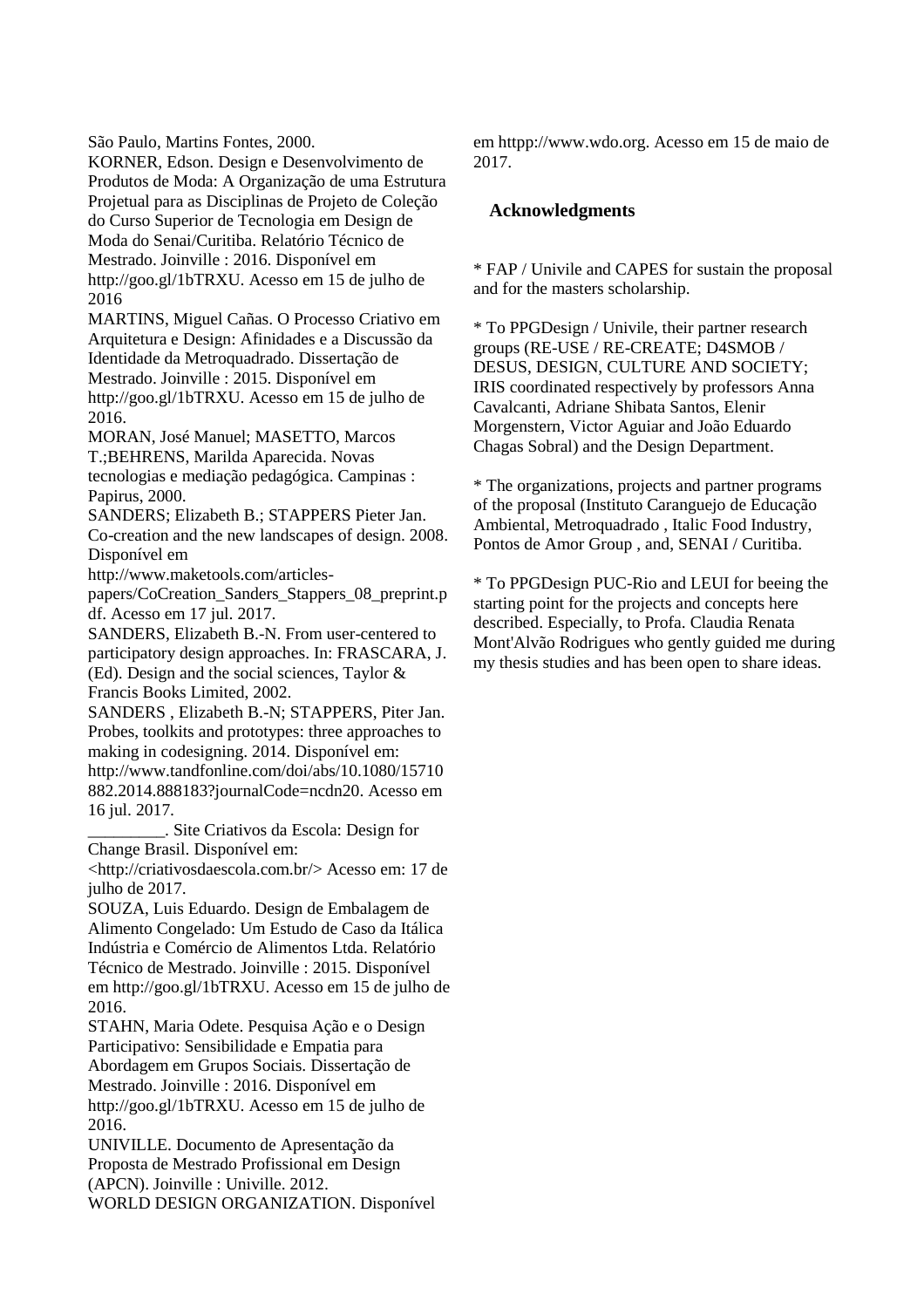São Paulo, Martins Fontes, 2000.

KORNER, Edson. Design e Desenvolvimento de Produtos de Moda: A Organização de uma Estrutura Projetual para as Disciplinas de Projeto de Coleção do Curso Superior de Tecnologia em Design de Moda do Senai/Curitiba. Relatório Técnico de Mestrado. Joinville : 2016. Disponível em http://goo.gl/1bTRXU. Acesso em 15 de julho de 2016

MARTINS, Miguel Cañas. O Processo Criativo em Arquitetura e Design: Afinidades e a Discussão da Identidade da Metroquadrado. Dissertação de Mestrado. Joinville : 2015. Disponível em http://goo.gl/1bTRXU. Acesso em 15 de julho de 2016.

MORAN, José Manuel; MASETTO, Marcos T.;BEHRENS, Marilda Aparecida. Novas tecnologias e mediação pedagógica. Campinas : Papirus, 2000.

SANDERS; Elizabeth B.; STAPPERS Pieter Jan. Co-creation and the new landscapes of design. 2008. Disponível em http://www.maketools.com/articles-papers/CoCreation_Sanders_Stappers_08_preprint.pdf. Acesso em 17 jul. 2017.

SANDERS, Elizabeth B.-N. From user-centered to participatory design approaches. In: FRASCARA, J. (Ed). Design and the social sciences, Taylor & Francis Books Limited, 2002.

SANDERS , Elizabeth B.-N; STAPPERS, Piter Jan. Probes, toolkits and prototypes: three approaches to making in codesigning. 2014. Disponível em: http://www.tandfonline.com/doi/abs/10.1080/15710882.2014.888183?journalCode=ncdn20. Acesso em 16 jul. 2017.

_________. Site Criativos da Escola: Design for Change Brasil. Disponível em: <http://criativosdaescola.com.br/> Acesso em: 17 de julho de 2017.

SOUZA, Luis Eduardo. Design de Embalagem de Alimento Congelado: Um Estudo de Caso da Itálica Indústria e Comércio de Alimentos Ltda. Relatório Técnico de Mestrado. Joinville : 2015. Disponível em http://goo.gl/1bTRXU. Acesso em 15 de julho de 2016.

STAHN, Maria Odete. Pesquisa Ação e o Design Participativo: Sensibilidade e Empatia para Abordagem em Grupos Sociais. Dissertação de Mestrado. Joinville : 2016. Disponível em http://goo.gl/1bTRXU. Acesso em 15 de julho de 2016.

UNIVILLE. Documento de Apresentação da Proposta de Mestrado Profissional em Design (APCN). Joinville : Univille. 2012.

WORLD DESIGN ORGANIZATION. Disponível em httpp://www.wdo.org. Acesso em 15 de maio de 2017.

## Acknowledgments

* FAP / Univile and CAPES for sustain the proposal and for the masters scholarship.

* To PPGDesign / Univile, their partner research groups (RE-USE / RE-CREATE; D4SMOB / DESUS, DESIGN, CULTURE AND SOCIETY; IRIS coordinated respectively by professors Anna Cavalcanti, Adriane Shibata Santos, Elenir Morgenstern, Victor Aguiar and João Eduardo Chagas Sobral) and the Design Department.

* The organizations, projects and partner programs of the proposal (Instituto Caranguejo de Educação Ambiental, Metroquadrado , Italic Food Industry, Pontos de Amor Group , and, SENAI / Curitiba.

* To PPGDesign PUC-Rio and LEUI for beeing the starting point for the projects and concepts here described. Especially, to Profa. Claudia Renata Mont'Alvão Rodrigues who gently guided me during my thesis studies and has been open to share ideas.